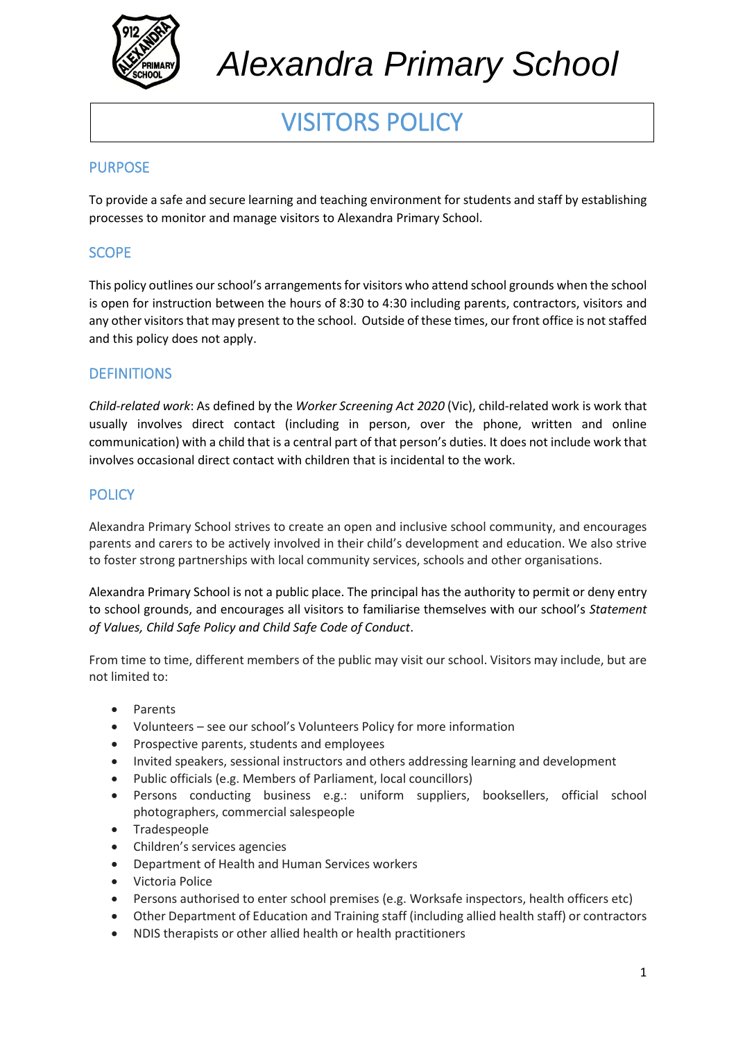# Alexandra Primary School

## VISITORS POLICY

### PURPOSE

To provide a safe and secure learning and teaching environment for students and staff by establishing processes to monitor and manage visitors to Alexandra Primary School.

### SCOPE

This policy outlines our school's arrangements for visitors who attend school grounds when the school is open for instruction between the hours of 8:30 to 4:30 including parents, contractors, visitors and any other visitors that may present to the school. Outside of these times, our front office is not staffed and this policy does not apply.

### DEFINITIONS

*Child-related work*: As defined by the *Worker Screening Act 2020* (Vic), child-related work is work that usually involves direct contact (including in person, over the phone, written and online communication) with a child that is a central part of that person's duties. It does not include work that involves occasional direct contact with children that is incidental to the work.

### POLICY

Alexandra Primary School strives to create an open and inclusive school community, and encourages parents and carers to be actively involved in their child's development and education. We also strive to foster strong partnerships with local community services, schools and other organisations.

Alexandra Primary School is not a public place. The principal has the authority to permit or deny entry to school grounds, and encourages all visitors to familiarise themselves with our school's *Statement of Values, Child Safe Policy and Child Safe Code of Conduct*.

From time to time, different members of the public may visit our school. Visitors may include, but are not limited to:

- Parents
- Volunteers – see our school's Volunteers Policy for more information
- Prospective parents, students and employees
- Invited speakers, sessional instructors and others addressing learning and development
- Public officials (e.g. Members of Parliament, local councillors)
- Persons conducting business e.g.: uniform suppliers, booksellers, official school photographers, commercial salespeople
- Tradespeople
- Children's services agencies
- Department of Health and Human Services workers
- Victoria Police
- Persons authorised to enter school premises (e.g. Worksafe inspectors, health officers etc)
- Other Department of Education and Training staff (including allied health staff) or contractors
- NDIS therapists or other allied health or health practitioners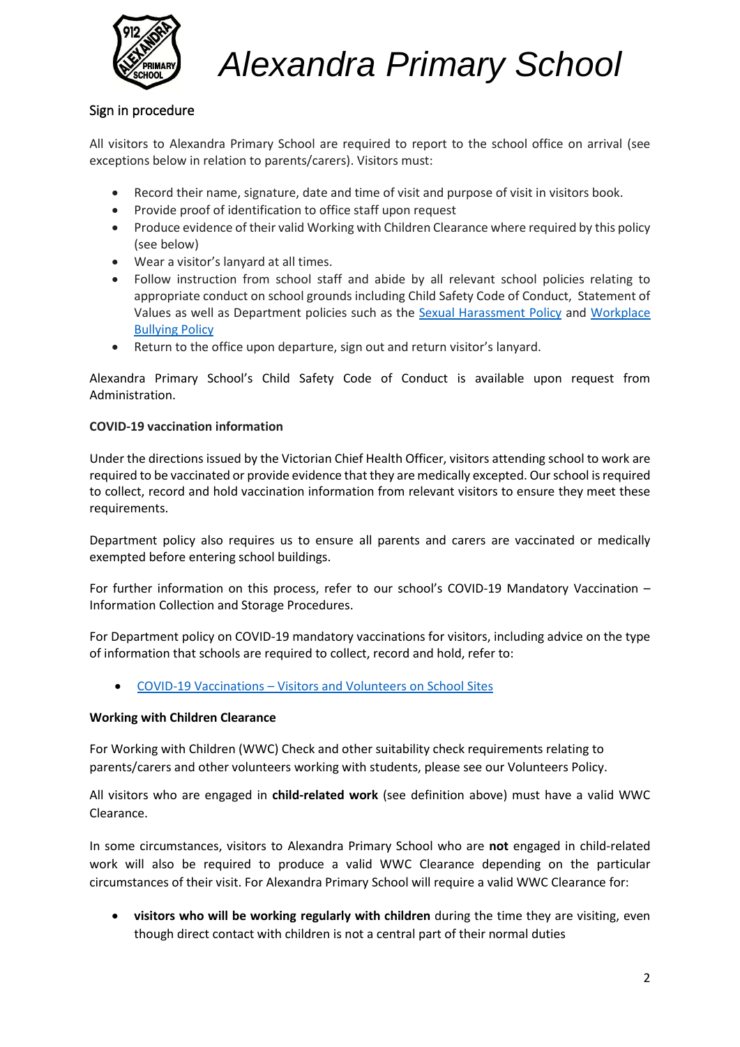## Sign in procedure

All visitors to Alexandra Primary School are required to report to the school office on arrival (see exceptions below in relation to parents/carers). Visitors must:

- Record their name, signature, date and time of visit and purpose of visit in visitors book.
- Provide proof of identification to office staff upon request
- Produce evidence of their valid Working with Children Clearance where required by this policy (see below)
- Wear a visitor's lanyard at all times.
- Follow instruction from school staff and abide by all relevant school policies relating to appropriate conduct on school grounds including Child Safety Code of Conduct, Statement of Values as well as Department policies such as the [Sexual Harassment Policy]() and [Workplace Bullying Policy]()
- Return to the office upon departure, sign out and return visitor's lanyard.

Alexandra Primary School's Child Safety Code of Conduct is available upon request from Administration.

**COVID-19 vaccination information**

Under the directions issued by the Victorian Chief Health Officer, visitors attending school to work are required to be vaccinated or provide evidence that they are medically excepted. Our school is required to collect, record and hold vaccination information from relevant visitors to ensure they meet these requirements.

Department policy also requires us to ensure all parents and carers are vaccinated or medically exempted before entering school buildings.

For further information on this process, refer to our school's COVID-19 Mandatory Vaccination – Information Collection and Storage Procedures.

For Department policy on COVID-19 mandatory vaccinations for visitors, including advice on the type of information that schools are required to collect, record and hold, refer to:

- [COVID-19 Vaccinations – Visitors and Volunteers on School Sites]()

**Working with Children Clearance**

For Working with Children (WWC) Check and other suitability check requirements relating to parents/carers and other volunteers working with students, please see our Volunteers Policy.

All visitors who are engaged in **child-related work** (see definition above) must have a valid WWC Clearance.

In some circumstances, visitors to Alexandra Primary School who are **not** engaged in child-related work will also be required to produce a valid WWC Clearance depending on the particular circumstances of their visit. For Alexandra Primary School will require a valid WWC Clearance for:

- **visitors who will be working regularly with children** during the time they are visiting, even though direct contact with children is not a central part of their normal duties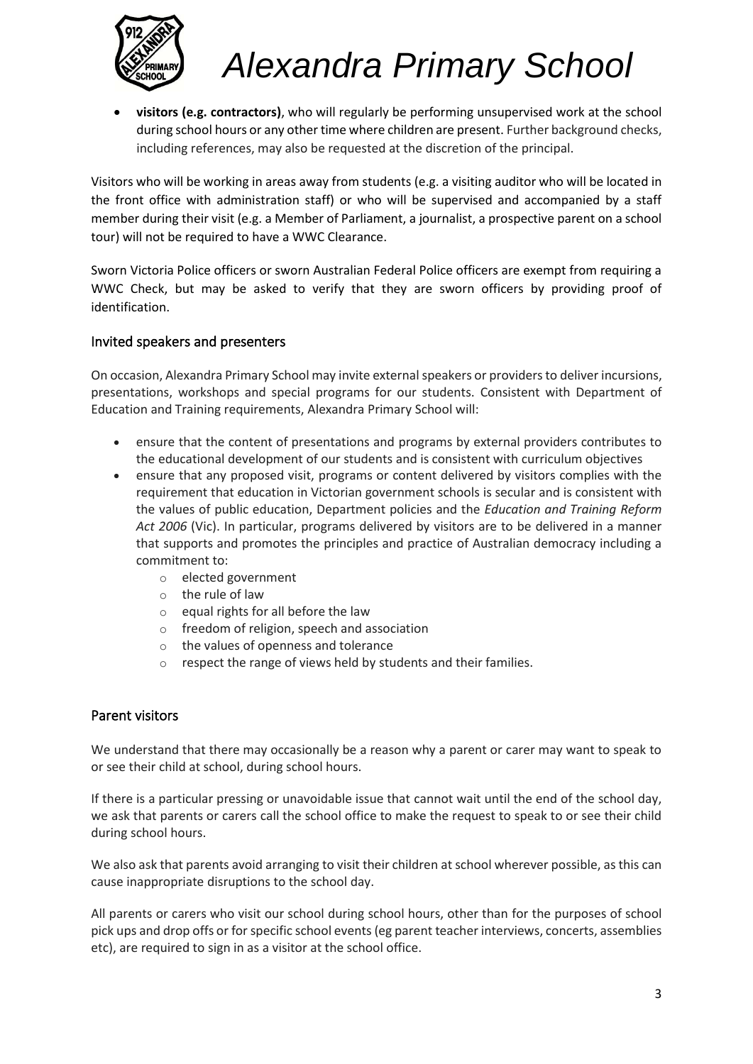- **visitors (e.g. contractors)**, who will regularly be performing unsupervised work at the school during school hours or any other time where children are present. Further background checks, including references, may also be requested at the discretion of the principal.

Visitors who will be working in areas away from students (e.g. a visiting auditor who will be located in the front office with administration staff) or who will be supervised and accompanied by a staff member during their visit (e.g. a Member of Parliament, a journalist, a prospective parent on a school tour) will not be required to have a WWC Clearance.

Sworn Victoria Police officers or sworn Australian Federal Police officers are exempt from requiring a WWC Check, but may be asked to verify that they are sworn officers by providing proof of identification.

## Invited speakers and presenters

On occasion, Alexandra Primary School may invite external speakers or providers to deliver incursions, presentations, workshops and special programs for our students. Consistent with Department of Education and Training requirements, Alexandra Primary School will:

- ensure that the content of presentations and programs by external providers contributes to the educational development of our students and is consistent with curriculum objectives
- ensure that any proposed visit, programs or content delivered by visitors complies with the requirement that education in Victorian government schools is secular and is consistent with the values of public education, Department policies and the *Education and Training Reform Act 2006* (Vic). In particular, programs delivered by visitors are to be delivered in a manner that supports and promotes the principles and practice of Australian democracy including a commitment to:
  - elected government
  - the rule of law
  - equal rights for all before the law
  - freedom of religion, speech and association
  - the values of openness and tolerance
  - respect the range of views held by students and their families.

## Parent visitors

We understand that there may occasionally be a reason why a parent or carer may want to speak to or see their child at school, during school hours.

If there is a particular pressing or unavoidable issue that cannot wait until the end of the school day, we ask that parents or carers call the school office to make the request to speak to or see their child during school hours.

We also ask that parents avoid arranging to visit their children at school wherever possible, as this can cause inappropriate disruptions to the school day.

All parents or carers who visit our school during school hours, other than for the purposes of school pick ups and drop offs or for specific school events (eg parent teacher interviews, concerts, assemblies etc), are required to sign in as a visitor at the school office.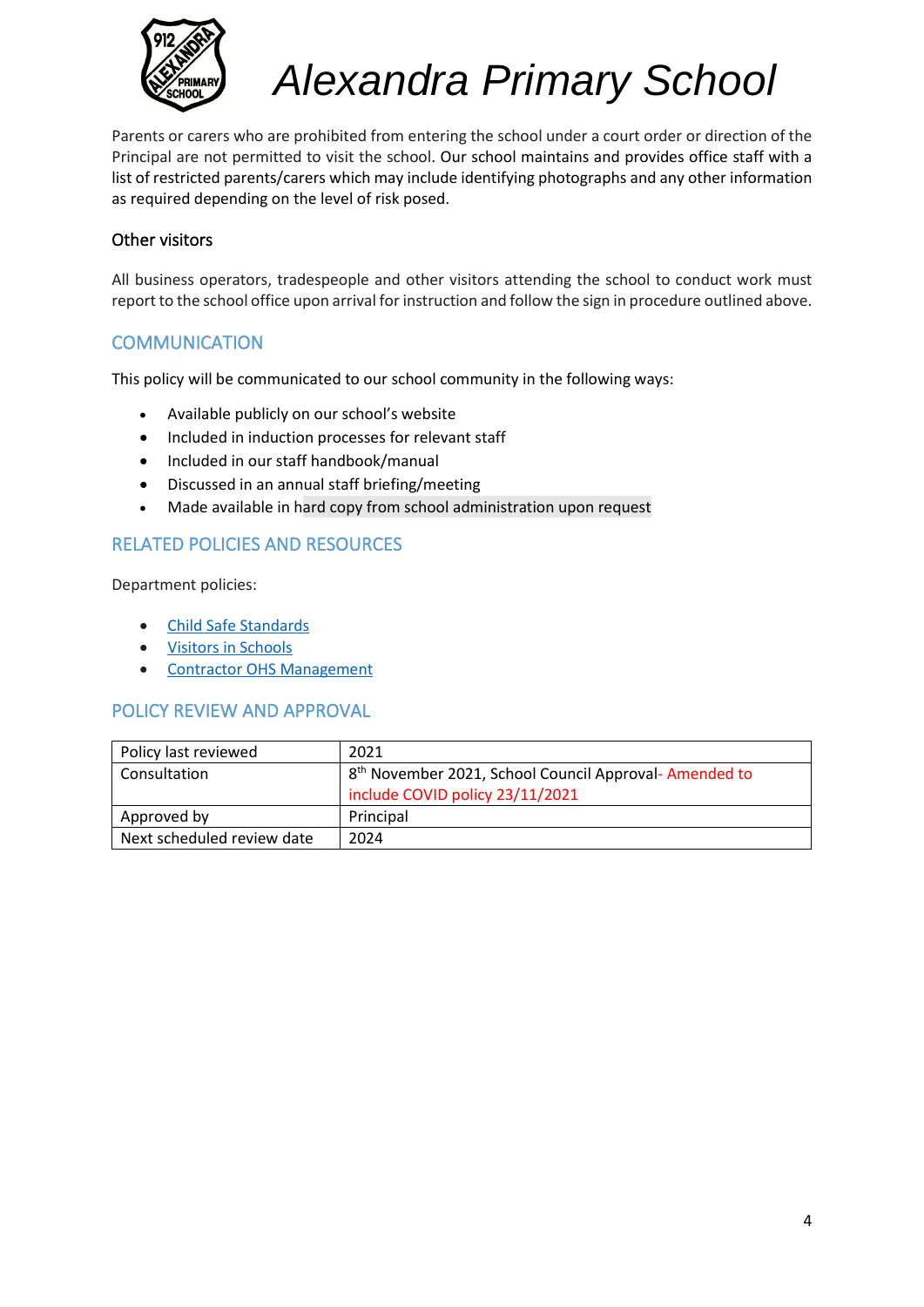Parents or carers who are prohibited from entering the school under a court order or direction of the Principal are not permitted to visit the school. Our school maintains and provides office staff with a list of restricted parents/carers which may include identifying photographs and any other information as required depending on the level of risk posed.

### Other visitors

All business operators, tradespeople and other visitors attending the school to conduct work must report to the school office upon arrival for instruction and follow the sign in procedure outlined above.

## COMMUNICATION

This policy will be communicated to our school community in the following ways:

- Available publicly on our school's website
- Included in induction processes for relevant staff
- Included in our staff handbook/manual
- Discussed in an annual staff briefing/meeting
- Made available in hard copy from school administration upon request

## RELATED POLICIES AND RESOURCES

Department policies:

- Child Safe Standards
- Visitors in Schools
- Contractor OHS Management

## POLICY REVIEW AND APPROVAL

| | |
|---|---|
| Policy last reviewed | 2021 |
| Consultation | 8th November 2021, School Council Approval- Amended to include COVID policy 23/11/2021 |
| Approved by | Principal |
| Next scheduled review date | 2024 |